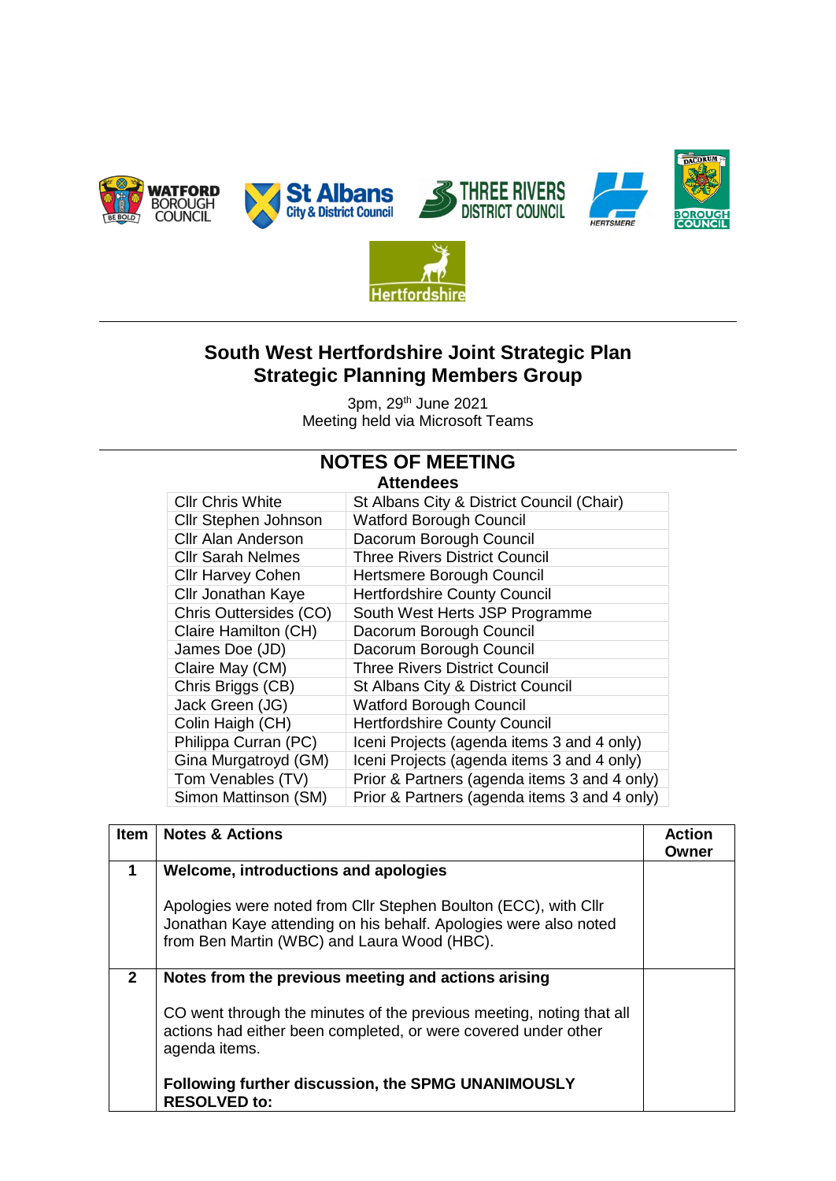# South West Hertfordshire Joint Strategic Plan
# Strategic Planning Members Group

3pm, 29th June 2021
Meeting held via Microsoft Teams

## NOTES OF MEETING

### Attendees

| | |
|---|---|
| Cllr Chris White | St Albans City & District Council (Chair) |
| Cllr Stephen Johnson | Watford Borough Council |
| Cllr Alan Anderson | Dacorum Borough Council |
| Cllr Sarah Nelmes | Three Rivers District Council |
| Cllr Harvey Cohen | Hertsmere Borough Council |
| Cllr Jonathan Kaye | Hertfordshire County Council |
| Chris Outtersides (CO) | South West Herts JSP Programme |
| Claire Hamilton (CH) | Dacorum Borough Council |
| James Doe (JD) | Dacorum Borough Council |
| Claire May (CM) | Three Rivers District Council |
| Chris Briggs (CB) | St Albans City & District Council |
| Jack Green (JG) | Watford Borough Council |
| Colin Haigh (CH) | Hertfordshire County Council |
| Philippa Curran (PC) | Iceni Projects (agenda items 3 and 4 only) |
| Gina Murgatroyd (GM) | Iceni Projects (agenda items 3 and 4 only) |
| Tom Venables (TV) | Prior & Partners (agenda items 3 and 4 only) |
| Simon Mattinson (SM) | Prior & Partners (agenda items 3 and 4 only) |

| Item | Notes & Actions | Action Owner |
|---|---|---|
| 1 | **Welcome, introductions and apologies**<br><br>Apologies were noted from Cllr Stephen Boulton (ECC), with Cllr Jonathan Kaye attending on his behalf. Apologies were also noted from Ben Martin (WBC) and Laura Wood (HBC). | |
| 2 | **Notes from the previous meeting and actions arising**<br><br>CO went through the minutes of the previous meeting, noting that all actions had either been completed, or were covered under other agenda items.<br><br>**Following further discussion, the SPMG UNANIMOUSLY RESOLVED to:** | |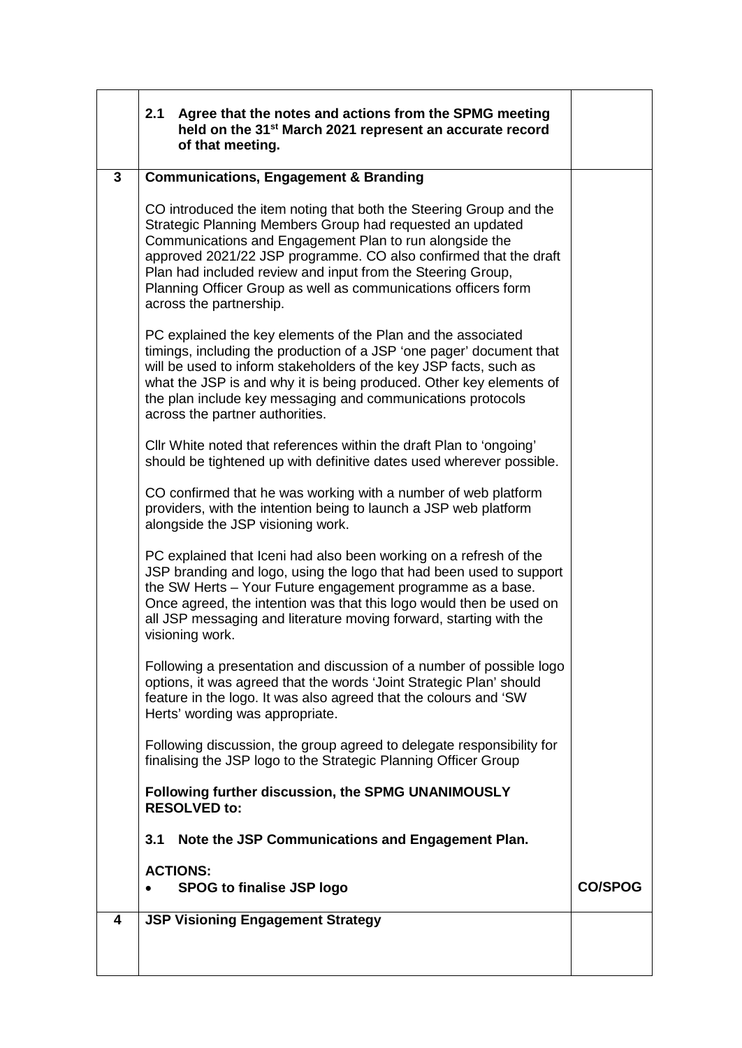| | | |
|---|---|---|
| | **2.1 Agree that the notes and actions from the SPMG meeting held on the 31st March 2021 represent an accurate record of that meeting.** | |
| **3** | **Communications, Engagement & Branding**<br><br>CO introduced the item noting that both the Steering Group and the Strategic Planning Members Group had requested an updated Communications and Engagement Plan to run alongside the approved 2021/22 JSP programme. CO also confirmed that the draft Plan had included review and input from the Steering Group, Planning Officer Group as well as communications officers form across the partnership.<br><br>PC explained the key elements of the Plan and the associated timings, including the production of a JSP 'one pager' document that will be used to inform stakeholders of the key JSP facts, such as what the JSP is and why it is being produced. Other key elements of the plan include key messaging and communications protocols across the partner authorities.<br><br>Cllr White noted that references within the draft Plan to 'ongoing' should be tightened up with definitive dates used wherever possible.<br><br>CO confirmed that he was working with a number of web platform providers, with the intention being to launch a JSP web platform alongside the JSP visioning work.<br><br>PC explained that Iceni had also been working on a refresh of the JSP branding and logo, using the logo that had been used to support the SW Herts – Your Future engagement programme as a base. Once agreed, the intention was that this logo would then be used on all JSP messaging and literature moving forward, starting with the visioning work.<br><br>Following a presentation and discussion of a number of possible logo options, it was agreed that the words 'Joint Strategic Plan' should feature in the logo. It was also agreed that the colours and 'SW Herts' wording was appropriate.<br><br>Following discussion, the group agreed to delegate responsibility for finalising the JSP logo to the Strategic Planning Officer Group<br><br>**Following further discussion, the SPMG UNANIMOUSLY RESOLVED to:**<br><br>**3.1 Note the JSP Communications and Engagement Plan.**<br><br>**ACTIONS:**<br>• **SPOG to finalise JSP logo** | **CO/SPOG** |
| **4** | **JSP Visioning Engagement Strategy** | |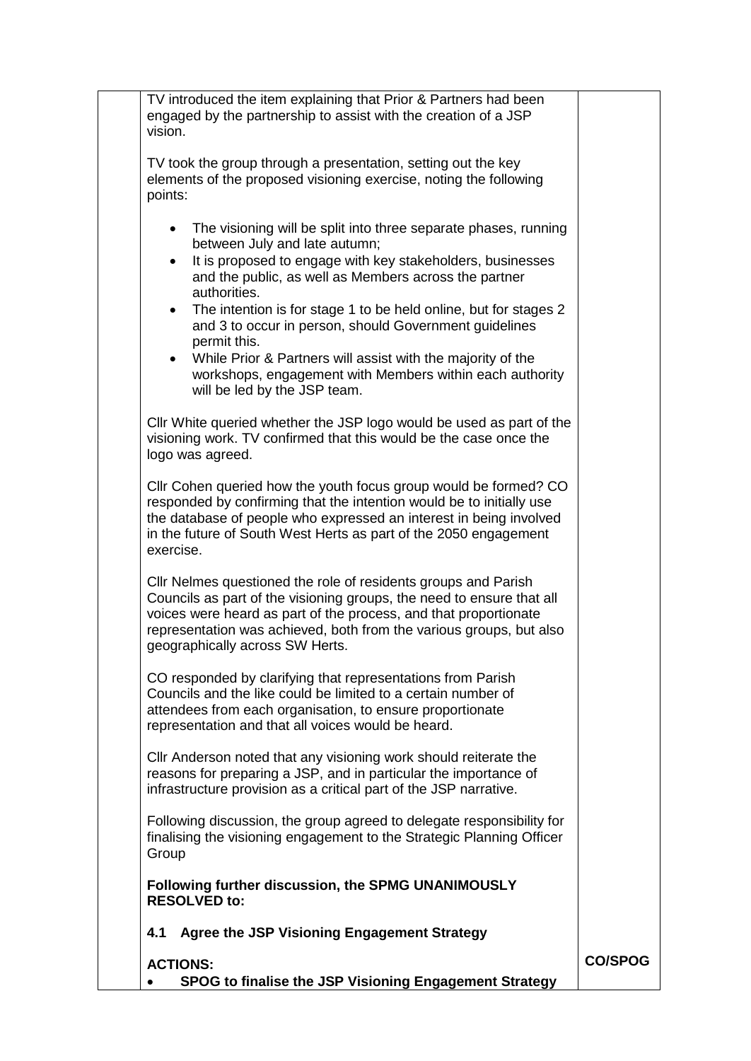| | | |
|---|---|---|
| | TV introduced the item explaining that Prior & Partners had been engaged by the partnership to assist with the creation of a JSP vision.<br><br>TV took the group through a presentation, setting out the key elements of the proposed visioning exercise, noting the following points:<br><br>• The visioning will be split into three separate phases, running between July and late autumn;<br>• It is proposed to engage with key stakeholders, businesses and the public, as well as Members across the partner authorities.<br>• The intention is for stage 1 to be held online, but for stages 2 and 3 to occur in person, should Government guidelines permit this.<br>• While Prior & Partners will assist with the majority of the workshops, engagement with Members within each authority will be led by the JSP team.<br><br>Cllr White queried whether the JSP logo would be used as part of the visioning work. TV confirmed that this would be the case once the logo was agreed.<br><br>Cllr Cohen queried how the youth focus group would be formed? CO responded by confirming that the intention would be to initially use the database of people who expressed an interest in being involved in the future of South West Herts as part of the 2050 engagement exercise.<br><br>Cllr Nelmes questioned the role of residents groups and Parish Councils as part of the visioning groups, the need to ensure that all voices were heard as part of the process, and that proportionate representation was achieved, both from the various groups, but also geographically across SW Herts.<br><br>CO responded by clarifying that representations from Parish Councils and the like could be limited to a certain number of attendees from each organisation, to ensure proportionate representation and that all voices would be heard.<br><br>Cllr Anderson noted that any visioning work should reiterate the reasons for preparing a JSP, and in particular the importance of infrastructure provision as a critical part of the JSP narrative.<br><br>Following discussion, the group agreed to delegate responsibility for finalising the visioning engagement to the Strategic Planning Officer Group<br><br>**Following further discussion, the SPMG UNANIMOUSLY RESOLVED to:**<br><br>**4.1 Agree the JSP Visioning Engagement Strategy**<br><br>**ACTIONS:**<br>• **SPOG to finalise the JSP Visioning Engagement Strategy** | **CO/SPOG** |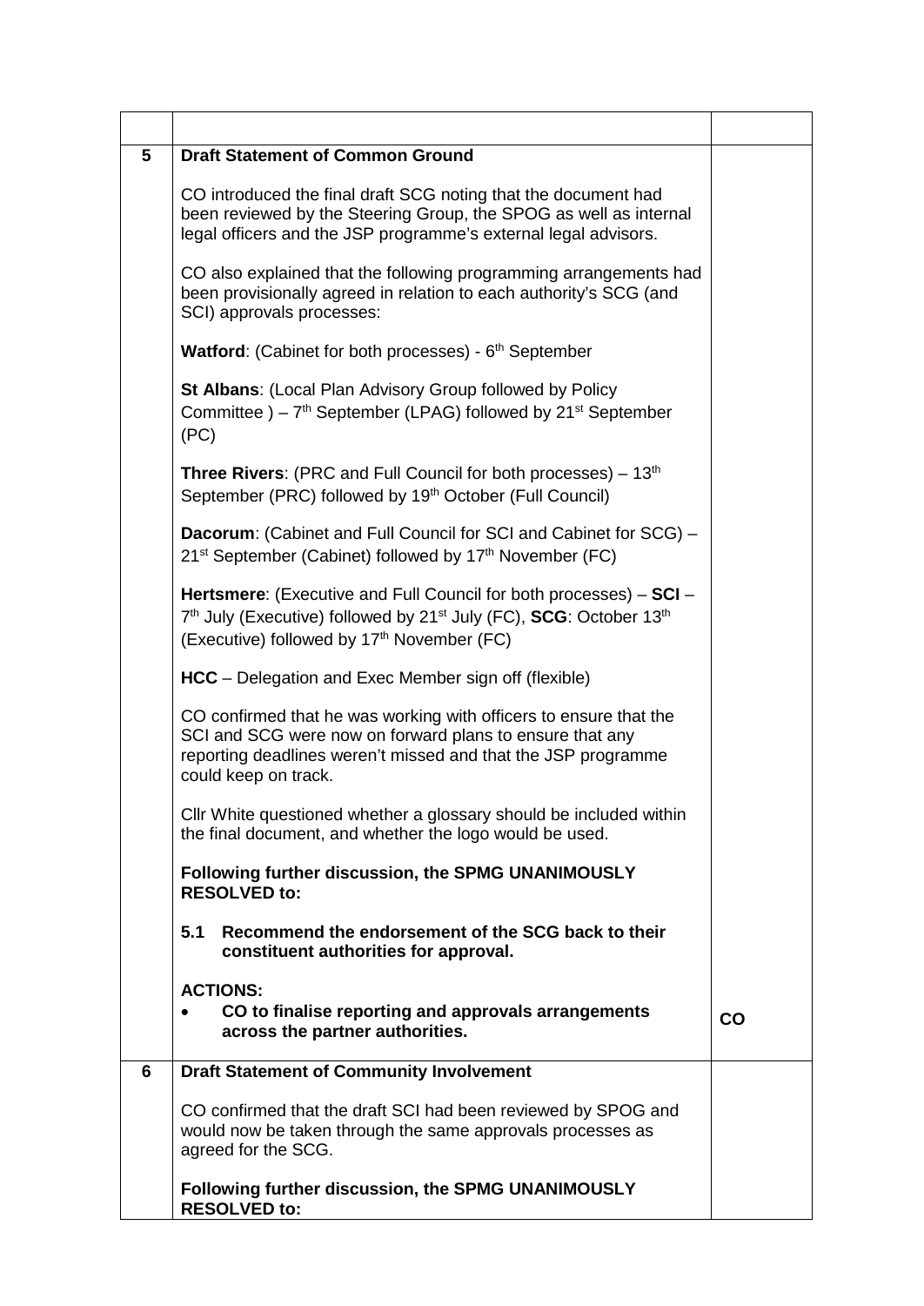| | | |
|---|---|---|
| **5** | **Draft Statement of Common Ground**<br><br>CO introduced the final draft SCG noting that the document had been reviewed by the Steering Group, the SPOG as well as internal legal officers and the JSP programme's external legal advisors.<br><br>CO also explained that the following programming arrangements had been provisionally agreed in relation to each authority's SCG (and SCI) approvals processes:<br><br>**Watford**: (Cabinet for both processes) - 6th September<br><br>**St Albans**: (Local Plan Advisory Group followed by Policy Committee ) – 7th September (LPAG) followed by 21st September (PC)<br><br>**Three Rivers**: (PRC and Full Council for both processes) – 13th September (PRC) followed by 19th October (Full Council)<br><br>**Dacorum**: (Cabinet and Full Council for SCI and Cabinet for SCG) – 21st September (Cabinet) followed by 17th November (FC)<br><br>**Hertsmere**: (Executive and Full Council for both processes) – **SCI** – 7th July (Executive) followed by 21st July (FC), **SCG**: October 13th (Executive) followed by 17th November (FC)<br><br>**HCC** – Delegation and Exec Member sign off (flexible)<br><br>CO confirmed that he was working with officers to ensure that the SCI and SCG were now on forward plans to ensure that any reporting deadlines weren't missed and that the JSP programme could keep on track.<br><br>Cllr White questioned whether a glossary should be included within the final document, and whether the logo would be used.<br><br>**Following further discussion, the SPMG UNANIMOUSLY RESOLVED to:**<br><br>**5.1 Recommend the endorsement of the SCG back to their constituent authorities for approval.**<br><br>**ACTIONS:**<br>• **CO to finalise reporting and approvals arrangements across the partner authorities.** | **CO** |
| **6** | **Draft Statement of Community Involvement**<br><br>CO confirmed that the draft SCI had been reviewed by SPOG and would now be taken through the same approvals processes as agreed for the SCG.<br><br>**Following further discussion, the SPMG UNANIMOUSLY RESOLVED to:** | |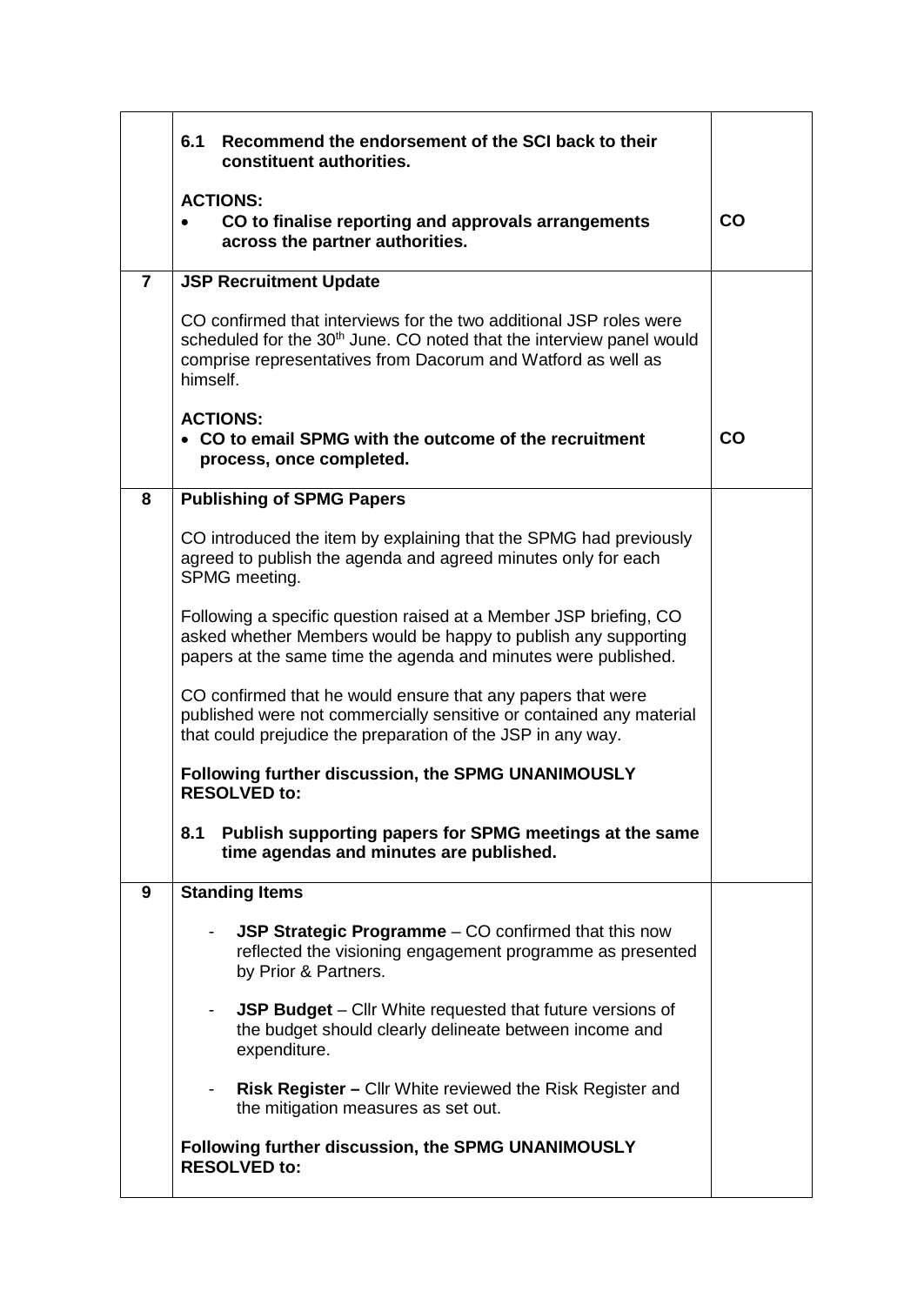| | | |
|---|---|---|
| | **6.1 Recommend the endorsement of the SCI back to their constituent authorities.**<br><br>**ACTIONS:**<br>• **CO to finalise reporting and approvals arrangements across the partner authorities.** | **CO** |
| **7** | **JSP Recruitment Update**<br><br>CO confirmed that interviews for the two additional JSP roles were scheduled for the 30th June. CO noted that the interview panel would comprise representatives from Dacorum and Watford as well as himself.<br><br>**ACTIONS:**<br>• **CO to email SPMG with the outcome of the recruitment process, once completed.** | **CO** |
| **8** | **Publishing of SPMG Papers**<br><br>CO introduced the item by explaining that the SPMG had previously agreed to publish the agenda and agreed minutes only for each SPMG meeting.<br><br>Following a specific question raised at a Member JSP briefing, CO asked whether Members would be happy to publish any supporting papers at the same time the agenda and minutes were published.<br><br>CO confirmed that he would ensure that any papers that were published were not commercially sensitive or contained any material that could prejudice the preparation of the JSP in any way.<br><br>**Following further discussion, the SPMG UNANIMOUSLY RESOLVED to:**<br><br>**8.1 Publish supporting papers for SPMG meetings at the same time agendas and minutes are published.** | |
| **9** | **Standing Items**<br><br>- **JSP Strategic Programme** – CO confirmed that this now reflected the visioning engagement programme as presented by Prior & Partners.<br><br>- **JSP Budget** – Cllr White requested that future versions of the budget should clearly delineate between income and expenditure.<br><br>- **Risk Register –** Cllr White reviewed the Risk Register and the mitigation measures as set out.<br><br>**Following further discussion, the SPMG UNANIMOUSLY RESOLVED to:** | |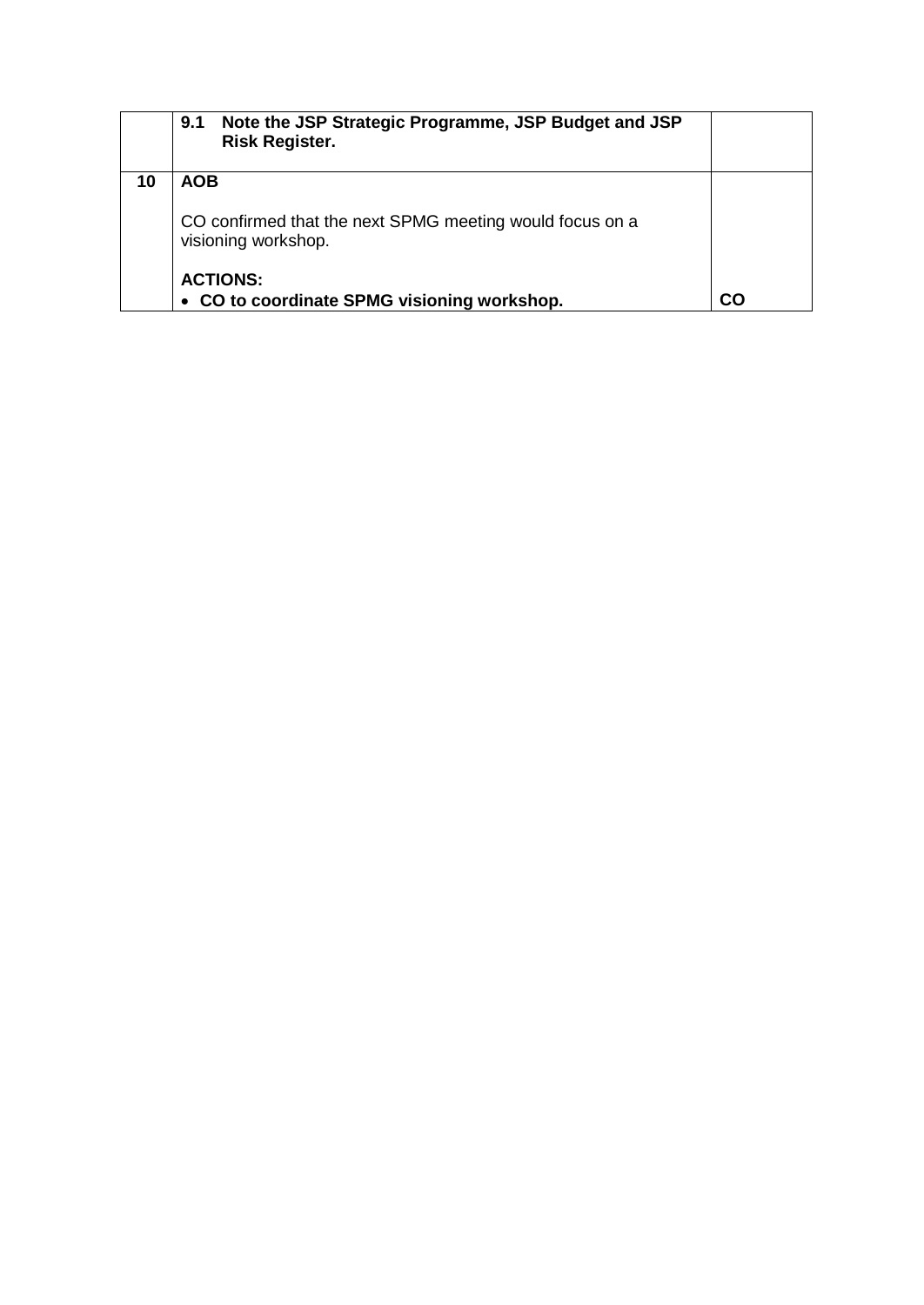| | | |
|---|---|---|
| | **9.1 Note the JSP Strategic Programme, JSP Budget and JSP Risk Register.** | |
| **10** | **AOB**<br><br>CO confirmed that the next SPMG meeting would focus on a visioning workshop.<br><br>**ACTIONS:**<br>• **CO to coordinate SPMG visioning workshop.** | **CO** |